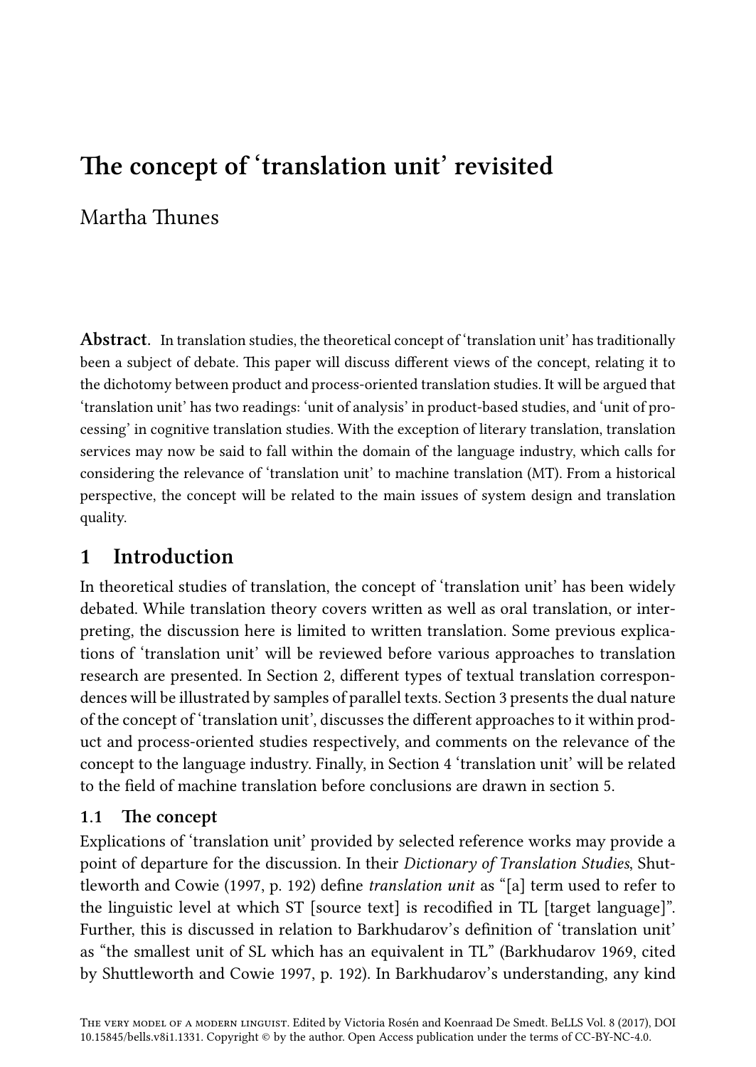# The concept of 'translation unit' revisited

Martha Thunes

**Abstract.** In translation studies, the theoretical concept of 'translation unit' has traditionally been a subject of debate. This paper will discuss different views of the concept, relating it to the dichotomy between product and process-oriented translation studies. It will be argued that 'translation unit' has two readings: 'unit of analysis' in product-based studies, and 'unit of processing' in cognitive translation studies. With the exception of literary translation, translation services may now be said to fall within the domain of the language industry, which calls for considering the relevance of 'translation unit' to machine translation (MT). From a historical perspective, the concept will be related to the main issues of system design and translation quality.

## 1 Introduction

In theoretical studies of translation, the concept of 'translation unit' has been widely debated. While translation theory covers written as well as oral translation, or interpreting, the discussion here is limited to written translation. Some previous explications of 'translation unit' will be reviewed before various approaches to translation research are presented. In Section 2, different types of textual translation correspondences will be illustrated by samples of parallel texts. Section 3 presents the dual nature of the concept of 'translation unit', discusses the different approaches to it within product and process-oriented studies respectively, and comments on the relevance of the concept to the language industry. Finally, in Section 4 'translation unit' will be related to the field of machine translation before conclusions are drawn in section 5.

### 1.1 The concept

Explications of 'translation unit' provided by selected reference works may provide a point of departure for the discussion. In their *Dictionary of Translation Studies*, Shuttleworth and Cowie (1997, p. 192) define *translation unit* as "[a] term used to refer to the linguistic level at which ST [source text] is recodified in TL [target language]". Further, this is discussed in relation to Barkhudarov's definition of 'translation unit' as "the smallest unit of SL which has an equivalent in TL" (Barkhudarov 1969, cited by Shuttleworth and Cowie 1997, p. 192). In Barkhudarov's understanding, any kind

The very model of a modern linguist. Edited by Victoria Rosén and Koenraad De Smedt. BeLLS Vol. 8 (2017), DOI 10.15845/bells.v8i1.1331. Copyright © by the author. Open Access publication under the terms of CC-BY-NC-4.0.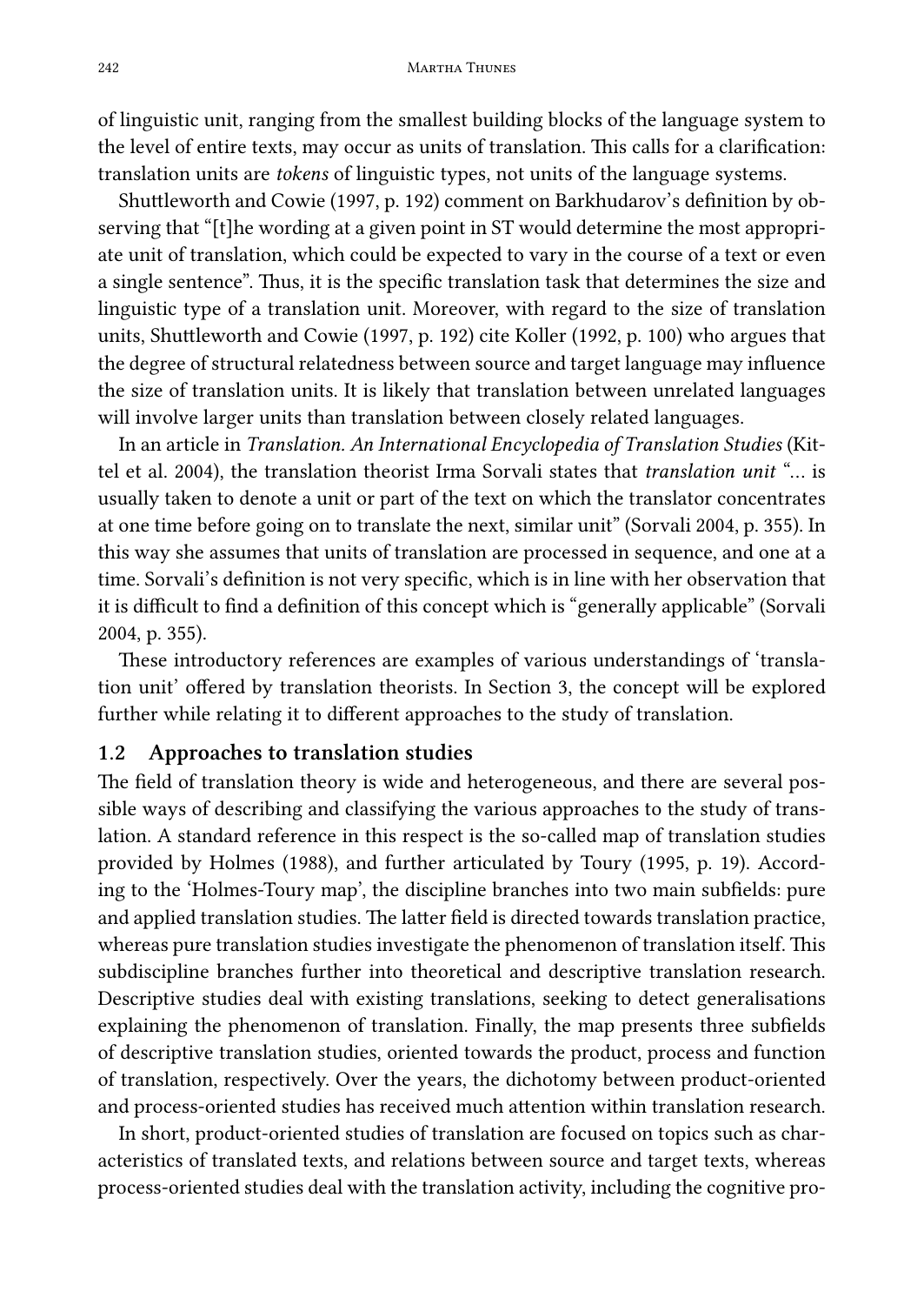of linguistic unit, ranging from the smallest building blocks of the language system to the level of entire texts, may occur as units of translation. This calls for a clarification: translation units are *tokens* of linguistic types, not units of the language systems.

Shuttleworth and Cowie (1997, p. 192) comment on Barkhudarov's definition by observing that "[t]he wording at a given point in ST would determine the most appropriate unit of translation, which could be expected to vary in the course of a text or even a single sentence". Thus, it is the specific translation task that determines the size and linguistic type of a translation unit. Moreover, with regard to the size of translation units, Shuttleworth and Cowie (1997, p. 192) cite Koller (1992, p. 100) who argues that the degree of structural relatedness between source and target language may influence the size of translation units. It is likely that translation between unrelated languages will involve larger units than translation between closely related languages.

In an article in *Translation. An International Encyclopedia of Translation Studies* (Kittel et al. 2004), the translation theorist Irma Sorvali states that *translation unit* "… is usually taken to denote a unit or part of the text on which the translator concentrates at one time before going on to translate the next, similar unit" (Sorvali 2004, p. 355). In this way she assumes that units of translation are processed in sequence, and one at a time. Sorvali's definition is not very specific, which is in line with her observation that it is difficult to find a definition of this concept which is "generally applicable" (Sorvali 2004, p. 355).

These introductory references are examples of various understandings of 'translation unit' offered by translation theorists. In Section 3, the concept will be explored further while relating it to different approaches to the study of translation.

### 1.2 Approaches to translation studies

The field of translation theory is wide and heterogeneous, and there are several possible ways of describing and classifying the various approaches to the study of translation. A standard reference in this respect is the so-called map of translation studies provided by Holmes (1988), and further articulated by Toury (1995, p. 19). According to the 'Holmes-Toury map', the discipline branches into two main subfields: pure and applied translation studies. The latter field is directed towards translation practice, whereas pure translation studies investigate the phenomenon of translation itself. This subdiscipline branches further into theoretical and descriptive translation research. Descriptive studies deal with existing translations, seeking to detect generalisations explaining the phenomenon of translation. Finally, the map presents three subfields of descriptive translation studies, oriented towards the product, process and function of translation, respectively. Over the years, the dichotomy between product-oriented and process-oriented studies has received much attention within translation research.

In short, product-oriented studies of translation are focused on topics such as characteristics of translated texts, and relations between source and target texts, whereas process-oriented studies deal with the translation activity, including the cognitive pro-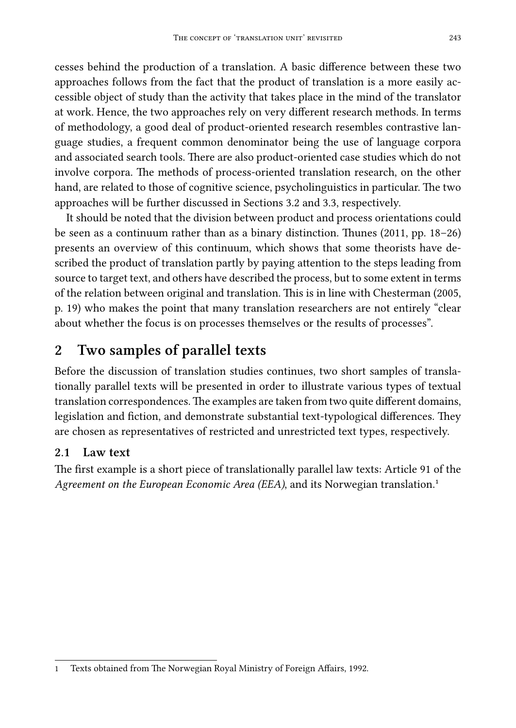cesses behind the production of a translation. A basic difference between these two approaches follows from the fact that the product of translation is a more easily accessible object of study than the activity that takes place in the mind of the translator at work. Hence, the two approaches rely on very different research methods. In terms of methodology, a good deal of product-oriented research resembles contrastive language studies, a frequent common denominator being the use of language corpora and associated search tools. There are also product-oriented case studies which do not involve corpora. The methods of process-oriented translation research, on the other hand, are related to those of cognitive science, psycholinguistics in particular. The two approaches will be further discussed in Sections 3.2 and 3.3, respectively.

It should be noted that the division between product and process orientations could be seen as a continuum rather than as a binary distinction. Thunes (2011, pp. 18–26) presents an overview of this continuum, which shows that some theorists have described the product of translation partly by paying attention to the steps leading from source to target text, and others have described the process, but to some extent in terms of the relation between original and translation. This is in line with Chesterman (2005, p. 19) who makes the point that many translation researchers are not entirely "clear about whether the focus is on processes themselves or the results of processes".

## 2 Two samples of parallel texts

Before the discussion of translation studies continues, two short samples of translationally parallel texts will be presented in order to illustrate various types of textual translation correspondences. The examples are taken from two quite different domains, legislation and fiction, and demonstrate substantial text-typological differences. They are chosen as representatives of restricted and unrestricted text types, respectively.

### 2.1 Law text

The first example is a short piece of translationally parallel law texts: Article 91 of the *Agreement on the European Economic Area (EEA)*, and its Norwegian translation.[1]

[1] Texts obtained from The Norwegian Royal Ministry of Foreign Affairs, 1992.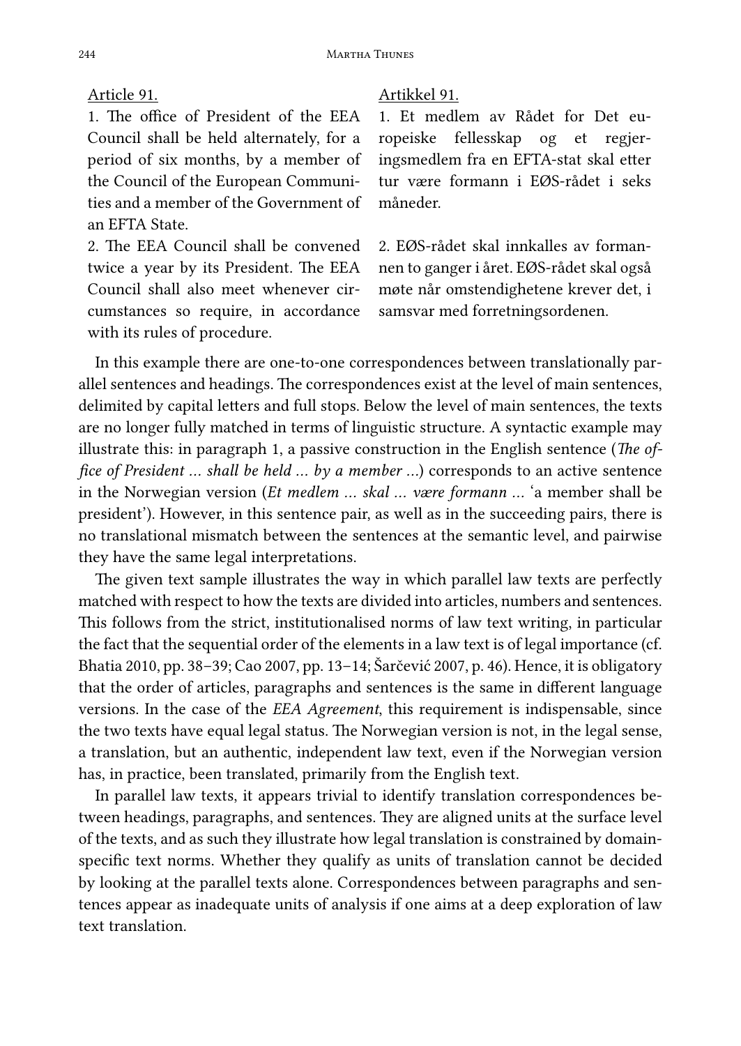| Article 91. | Artikkel 91. |
|---|---|
| 1. The office of President of the EEA Council shall be held alternately, for a period of six months, by a member of the Council of the European Communities and a member of the Government of an EFTA State. | 1. Et medlem av Rådet for Det europeiske fellesskap og et regjeringsmedlem fra en EFTA-stat skal etter tur være formann i EØS-rådet i seks måneder. |
| 2. The EEA Council shall be convened twice a year by its President. The EEA Council shall also meet whenever circumstances so require, in accordance with its rules of procedure. | 2. EØS-rådet skal innkalles av formannen to ganger i året. EØS-rådet skal også møte når omstendighetene krever det, i samsvar med forretningsordenen. |

In this example there are one-to-one correspondences between translationally parallel sentences and headings. The correspondences exist at the level of main sentences, delimited by capital letters and full stops. Below the level of main sentences, the texts are no longer fully matched in terms of linguistic structure. A syntactic example may illustrate this: in paragraph 1, a passive construction in the English sentence (*The office of President … shall be held … by a member …*) corresponds to an active sentence in the Norwegian version (*Et medlem … skal … være formann …* 'a member shall be president'). However, in this sentence pair, as well as in the succeeding pairs, there is no translational mismatch between the sentences at the semantic level, and pairwise they have the same legal interpretations.

The given text sample illustrates the way in which parallel law texts are perfectly matched with respect to how the texts are divided into articles, numbers and sentences. This follows from the strict, institutionalised norms of law text writing, in particular the fact that the sequential order of the elements in a law text is of legal importance (cf. Bhatia 2010, pp. 38–39; Cao 2007, pp. 13–14; Šarčević 2007, p. 46). Hence, it is obligatory that the order of articles, paragraphs and sentences is the same in different language versions. In the case of the *EEA Agreement*, this requirement is indispensable, since the two texts have equal legal status. The Norwegian version is not, in the legal sense, a translation, but an authentic, independent law text, even if the Norwegian version has, in practice, been translated, primarily from the English text.

In parallel law texts, it appears trivial to identify translation correspondences between headings, paragraphs, and sentences. They are aligned units at the surface level of the texts, and as such they illustrate how legal translation is constrained by domain-specific text norms. Whether they qualify as units of translation cannot be decided by looking at the parallel texts alone. Correspondences between paragraphs and sentences appear as inadequate units of analysis if one aims at a deep exploration of law text translation.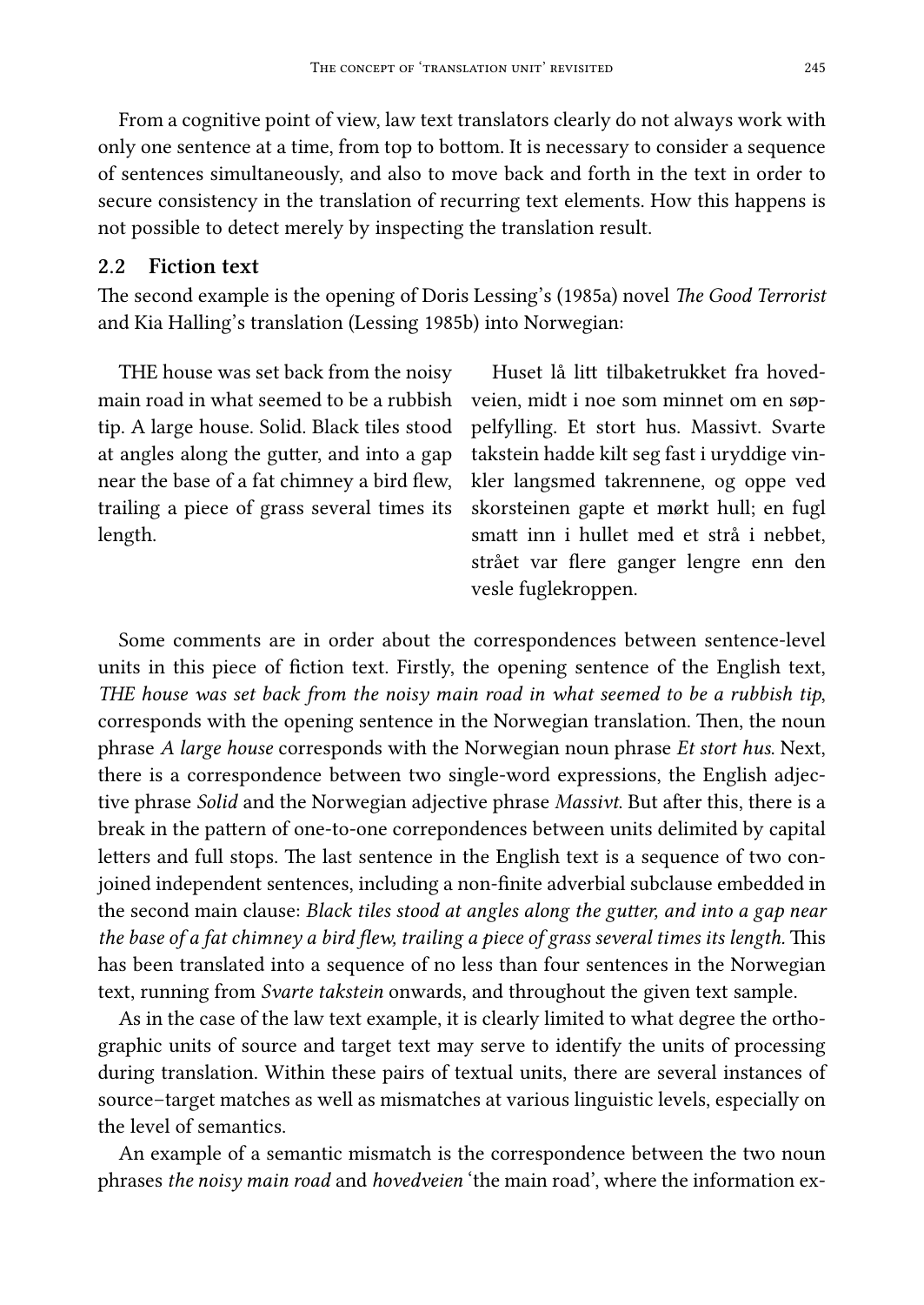From a cognitive point of view, law text translators clearly do not always work with only one sentence at a time, from top to bottom. It is necessary to consider a sequence of sentences simultaneously, and also to move back and forth in the text in order to secure consistency in the translation of recurring text elements. How this happens is not possible to detect merely by inspecting the translation result.

### 2.2 Fiction text

The second example is the opening of Doris Lessing's (1985a) novel *The Good Terrorist* and Kia Halling's translation (Lessing 1985b) into Norwegian:

THE house was set back from the noisy main road in what seemed to be a rubbish tip. A large house. Solid. Black tiles stood at angles along the gutter, and into a gap near the base of a fat chimney a bird flew, trailing a piece of grass several times its length.

Huset lå litt tilbaketrukket fra hovedveien, midt i noe som minnet om en søppelfylling. Et stort hus. Massivt. Svarte takstein hadde kilt seg fast i uryddige vinkler langsmed takrennene, og oppe ved skorsteinen gapte et mørkt hull; en fugl smatt inn i hullet med et strå i nebbet, strået var flere ganger lengre enn den vesle fuglekroppen.

Some comments are in order about the correspondences between sentence-level units in this piece of fiction text. Firstly, the opening sentence of the English text, *THE house was set back from the noisy main road in what seemed to be a rubbish tip*, corresponds with the opening sentence in the Norwegian translation. Then, the noun phrase *A large house* corresponds with the Norwegian noun phrase *Et stort hus*. Next, there is a correspondence between two single-word expressions, the English adjective phrase *Solid* and the Norwegian adjective phrase *Massivt*. But after this, there is a break in the pattern of one-to-one correpondences between units delimited by capital letters and full stops. The last sentence in the English text is a sequence of two conjoined independent sentences, including a non-finite adverbial subclause embedded in the second main clause: *Black tiles stood at angles along the gutter, and into a gap near the base of a fat chimney a bird flew, trailing a piece of grass several times its length.* This has been translated into a sequence of no less than four sentences in the Norwegian text, running from *Svarte takstein* onwards, and throughout the given text sample.

As in the case of the law text example, it is clearly limited to what degree the orthographic units of source and target text may serve to identify the units of processing during translation. Within these pairs of textual units, there are several instances of source–target matches as well as mismatches at various linguistic levels, especially on the level of semantics.

An example of a semantic mismatch is the correspondence between the two noun phrases *the noisy main road* and *hovedveien* 'the main road', where the information ex-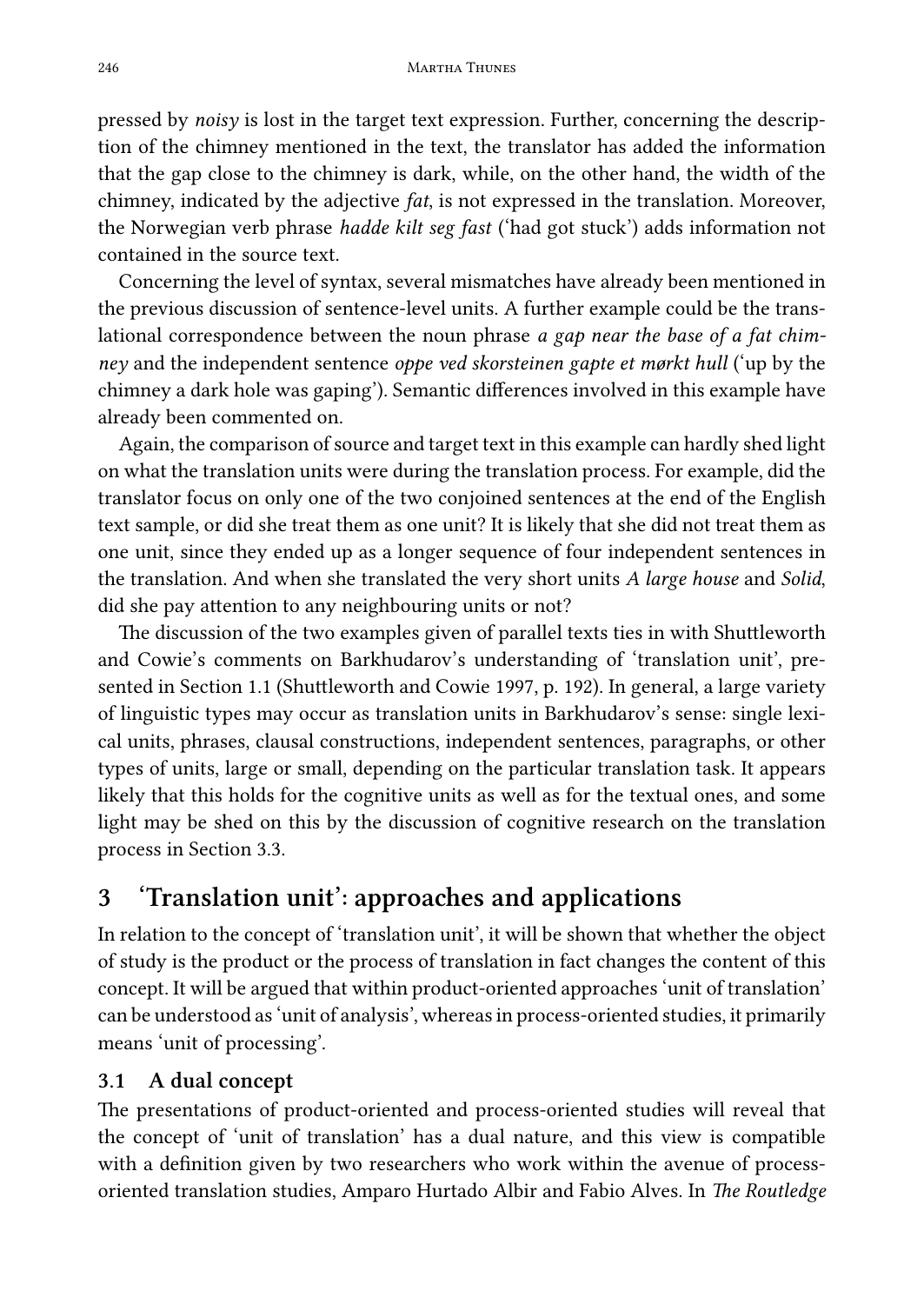pressed by *noisy* is lost in the target text expression. Further, concerning the description of the chimney mentioned in the text, the translator has added the information that the gap close to the chimney is dark, while, on the other hand, the width of the chimney, indicated by the adjective *fat*, is not expressed in the translation. Moreover, the Norwegian verb phrase *hadde kilt seg fast* ('had got stuck') adds information not contained in the source text.

Concerning the level of syntax, several mismatches have already been mentioned in the previous discussion of sentence-level units. A further example could be the translational correspondence between the noun phrase *a gap near the base of a fat chimney* and the independent sentence *oppe ved skorsteinen gapte et mørkt hull* ('up by the chimney a dark hole was gaping'). Semantic differences involved in this example have already been commented on.

Again, the comparison of source and target text in this example can hardly shed light on what the translation units were during the translation process. For example, did the translator focus on only one of the two conjoined sentences at the end of the English text sample, or did she treat them as one unit? It is likely that she did not treat them as one unit, since they ended up as a longer sequence of four independent sentences in the translation. And when she translated the very short units *A large house* and *Solid*, did she pay attention to any neighbouring units or not?

The discussion of the two examples given of parallel texts ties in with Shuttleworth and Cowie's comments on Barkhudarov's understanding of 'translation unit', presented in Section 1.1 (Shuttleworth and Cowie 1997, p. 192). In general, a large variety of linguistic types may occur as translation units in Barkhudarov's sense: single lexical units, phrases, clausal constructions, independent sentences, paragraphs, or other types of units, large or small, depending on the particular translation task. It appears likely that this holds for the cognitive units as well as for the textual ones, and some light may be shed on this by the discussion of cognitive research on the translation process in Section 3.3.

## 3 'Translation unit': approaches and applications

In relation to the concept of 'translation unit', it will be shown that whether the object of study is the product or the process of translation in fact changes the content of this concept. It will be argued that within product-oriented approaches 'unit of translation' can be understood as 'unit of analysis', whereas in process-oriented studies, it primarily means 'unit of processing'.

### 3.1 A dual concept

The presentations of product-oriented and process-oriented studies will reveal that the concept of 'unit of translation' has a dual nature, and this view is compatible with a definition given by two researchers who work within the avenue of process-oriented translation studies, Amparo Hurtado Albir and Fabio Alves. In *The Routledge*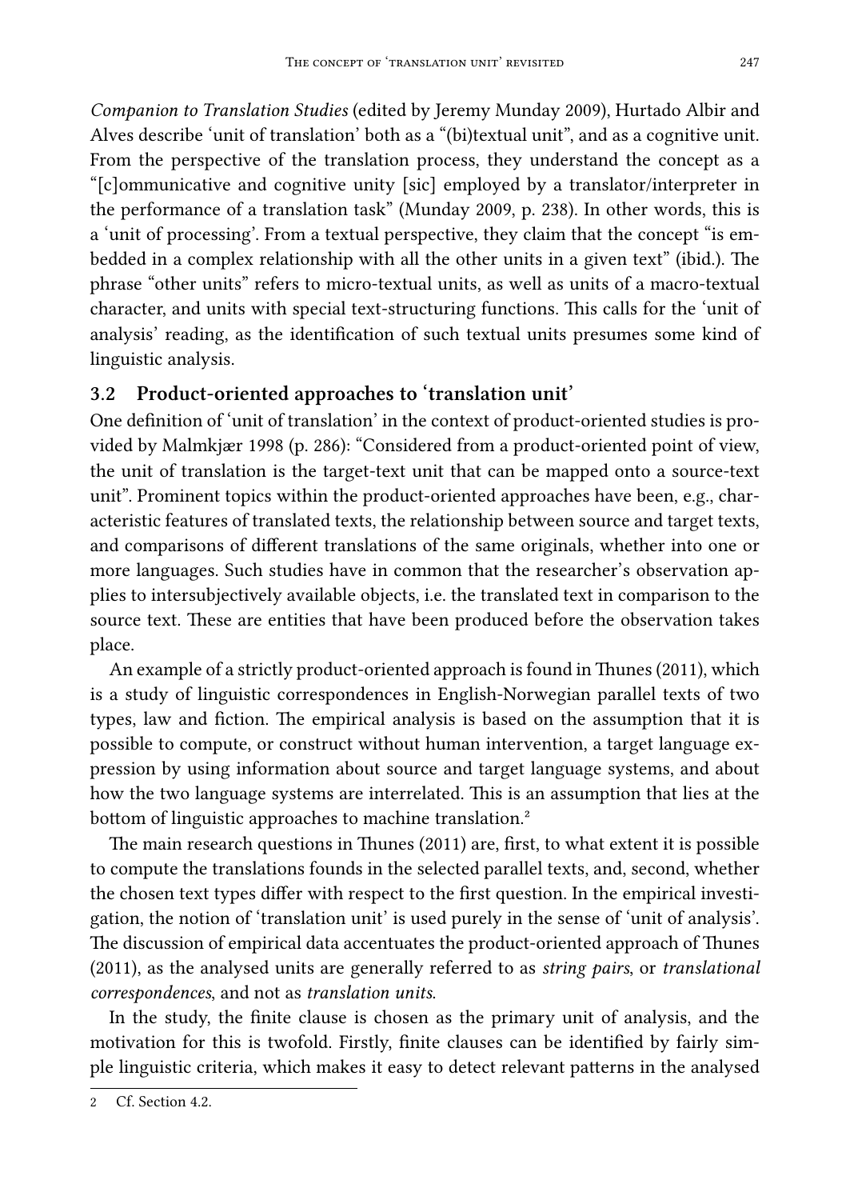*Companion to Translation Studies* (edited by Jeremy Munday 2009), Hurtado Albir and Alves describe 'unit of translation' both as a "(bi)textual unit", and as a cognitive unit. From the perspective of the translation process, they understand the concept as a "[c]ommunicative and cognitive unity [sic] employed by a translator/interpreter in the performance of a translation task" (Munday 2009, p. 238). In other words, this is a 'unit of processing'. From a textual perspective, they claim that the concept "is embedded in a complex relationship with all the other units in a given text" (ibid.). The phrase "other units" refers to micro-textual units, as well as units of a macro-textual character, and units with special text-structuring functions. This calls for the 'unit of analysis' reading, as the identification of such textual units presumes some kind of linguistic analysis.

### 3.2 Product-oriented approaches to 'translation unit'

One definition of 'unit of translation' in the context of product-oriented studies is provided by Malmkjær 1998 (p. 286): "Considered from a product-oriented point of view, the unit of translation is the target-text unit that can be mapped onto a source-text unit". Prominent topics within the product-oriented approaches have been, e.g., characteristic features of translated texts, the relationship between source and target texts, and comparisons of different translations of the same originals, whether into one or more languages. Such studies have in common that the researcher's observation applies to intersubjectively available objects, i.e. the translated text in comparison to the source text. These are entities that have been produced before the observation takes place.

An example of a strictly product-oriented approach is found in Thunes (2011), which is a study of linguistic correspondences in English-Norwegian parallel texts of two types, law and fiction. The empirical analysis is based on the assumption that it is possible to compute, or construct without human intervention, a target language expression by using information about source and target language systems, and about how the two language systems are interrelated. This is an assumption that lies at the bottom of linguistic approaches to machine translation.[2]

The main research questions in Thunes (2011) are, first, to what extent it is possible to compute the translations founds in the selected parallel texts, and, second, whether the chosen text types differ with respect to the first question. In the empirical investigation, the notion of 'translation unit' is used purely in the sense of 'unit of analysis'. The discussion of empirical data accentuates the product-oriented approach of Thunes (2011), as the analysed units are generally referred to as *string pairs*, or *translational correspondences*, and not as *translation units*.

In the study, the finite clause is chosen as the primary unit of analysis, and the motivation for this is twofold. Firstly, finite clauses can be identified by fairly simple linguistic criteria, which makes it easy to detect relevant patterns in the analysed

[2] Cf. Section 4.2.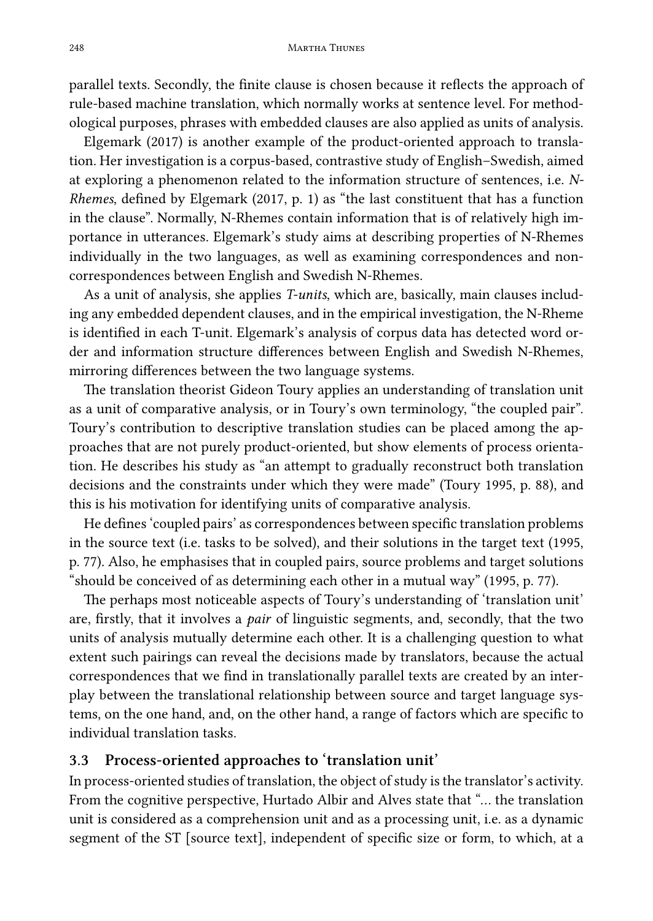parallel texts. Secondly, the finite clause is chosen because it reflects the approach of rule-based machine translation, which normally works at sentence level. For methodological purposes, phrases with embedded clauses are also applied as units of analysis.

Elgemark (2017) is another example of the product-oriented approach to translation. Her investigation is a corpus-based, contrastive study of English–Swedish, aimed at exploring a phenomenon related to the information structure of sentences, i.e. *N-Rhemes*, defined by Elgemark (2017, p. 1) as "the last constituent that has a function in the clause". Normally, N-Rhemes contain information that is of relatively high importance in utterances. Elgemark's study aims at describing properties of N-Rhemes individually in the two languages, as well as examining correspondences and non-correspondences between English and Swedish N-Rhemes.

As a unit of analysis, she applies *T-units*, which are, basically, main clauses including any embedded dependent clauses, and in the empirical investigation, the N-Rheme is identified in each T-unit. Elgemark's analysis of corpus data has detected word order and information structure differences between English and Swedish N-Rhemes, mirroring differences between the two language systems.

The translation theorist Gideon Toury applies an understanding of translation unit as a unit of comparative analysis, or in Toury's own terminology, "the coupled pair". Toury's contribution to descriptive translation studies can be placed among the approaches that are not purely product-oriented, but show elements of process orientation. He describes his study as "an attempt to gradually reconstruct both translation decisions and the constraints under which they were made" (Toury 1995, p. 88), and this is his motivation for identifying units of comparative analysis.

He defines 'coupled pairs' as correspondences between specific translation problems in the source text (i.e. tasks to be solved), and their solutions in the target text (1995, p. 77). Also, he emphasises that in coupled pairs, source problems and target solutions "should be conceived of as determining each other in a mutual way" (1995, p. 77).

The perhaps most noticeable aspects of Toury's understanding of 'translation unit' are, firstly, that it involves a *pair* of linguistic segments, and, secondly, that the two units of analysis mutually determine each other. It is a challenging question to what extent such pairings can reveal the decisions made by translators, because the actual correspondences that we find in translationally parallel texts are created by an interplay between the translational relationship between source and target language systems, on the one hand, and, on the other hand, a range of factors which are specific to individual translation tasks.

### 3.3 Process-oriented approaches to 'translation unit'

In process-oriented studies of translation, the object of study is the translator's activity. From the cognitive perspective, Hurtado Albir and Alves state that "… the translation unit is considered as a comprehension unit and as a processing unit, i.e. as a dynamic segment of the ST [source text], independent of specific size or form, to which, at a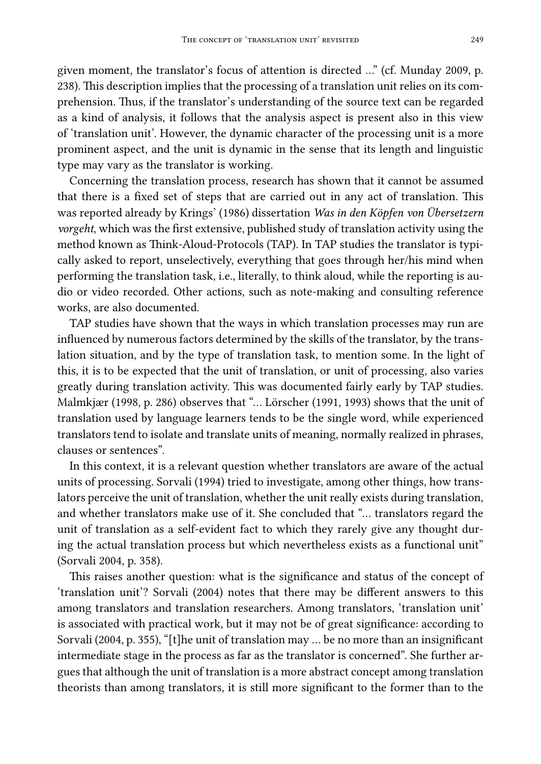given moment, the translator's focus of attention is directed …" (cf. Munday 2009, p. 238). This description implies that the processing of a translation unit relies on its comprehension. Thus, if the translator's understanding of the source text can be regarded as a kind of analysis, it follows that the analysis aspect is present also in this view of 'translation unit'. However, the dynamic character of the processing unit is a more prominent aspect, and the unit is dynamic in the sense that its length and linguistic type may vary as the translator is working.

Concerning the translation process, research has shown that it cannot be assumed that there is a fixed set of steps that are carried out in any act of translation. This was reported already by Krings' (1986) dissertation *Was in den Köpfen von Übersetzern vorgeht*, which was the first extensive, published study of translation activity using the method known as Think-Aloud-Protocols (TAP). In TAP studies the translator is typically asked to report, unselectively, everything that goes through her/his mind when performing the translation task, i.e., literally, to think aloud, while the reporting is audio or video recorded. Other actions, such as note-making and consulting reference works, are also documented.

TAP studies have shown that the ways in which translation processes may run are influenced by numerous factors determined by the skills of the translator, by the translation situation, and by the type of translation task, to mention some. In the light of this, it is to be expected that the unit of translation, or unit of processing, also varies greatly during translation activity. This was documented fairly early by TAP studies. Malmkjær (1998, p. 286) observes that "… Lörscher (1991, 1993) shows that the unit of translation used by language learners tends to be the single word, while experienced translators tend to isolate and translate units of meaning, normally realized in phrases, clauses or sentences".

In this context, it is a relevant question whether translators are aware of the actual units of processing. Sorvali (1994) tried to investigate, among other things, how translators perceive the unit of translation, whether the unit really exists during translation, and whether translators make use of it. She concluded that "… translators regard the unit of translation as a self-evident fact to which they rarely give any thought during the actual translation process but which nevertheless exists as a functional unit" (Sorvali 2004, p. 358).

This raises another question: what is the significance and status of the concept of 'translation unit'? Sorvali (2004) notes that there may be different answers to this among translators and translation researchers. Among translators, 'translation unit' is associated with practical work, but it may not be of great significance: according to Sorvali (2004, p. 355), "[t]he unit of translation may … be no more than an insignificant intermediate stage in the process as far as the translator is concerned". She further argues that although the unit of translation is a more abstract concept among translation theorists than among translators, it is still more significant to the former than to the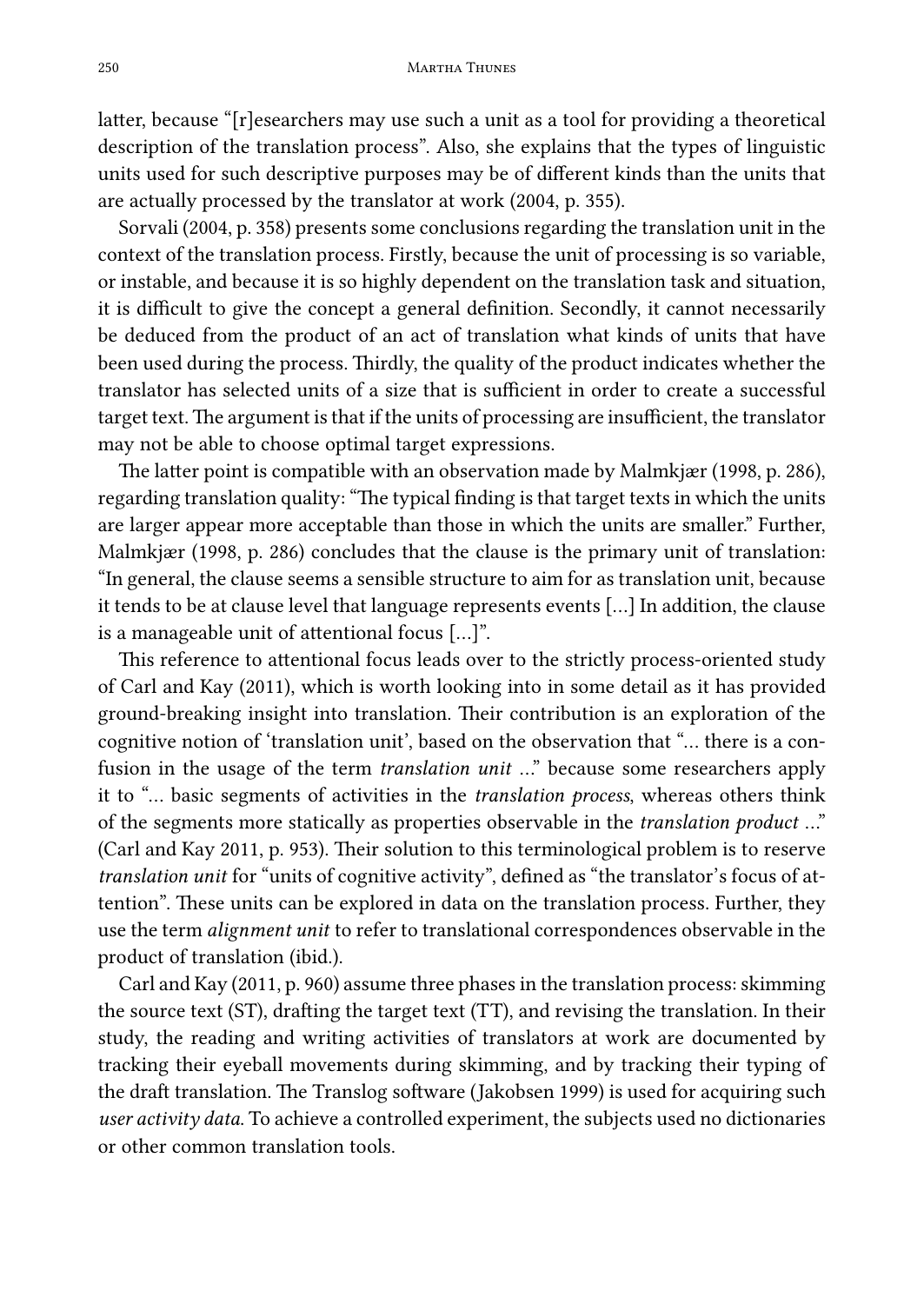latter, because "[r]esearchers may use such a unit as a tool for providing a theoretical description of the translation process". Also, she explains that the types of linguistic units used for such descriptive purposes may be of different kinds than the units that are actually processed by the translator at work (2004, p. 355).

Sorvali (2004, p. 358) presents some conclusions regarding the translation unit in the context of the translation process. Firstly, because the unit of processing is so variable, or instable, and because it is so highly dependent on the translation task and situation, it is difficult to give the concept a general definition. Secondly, it cannot necessarily be deduced from the product of an act of translation what kinds of units that have been used during the process. Thirdly, the quality of the product indicates whether the translator has selected units of a size that is sufficient in order to create a successful target text. The argument is that if the units of processing are insufficient, the translator may not be able to choose optimal target expressions.

The latter point is compatible with an observation made by Malmkjær (1998, p. 286), regarding translation quality: "The typical finding is that target texts in which the units are larger appear more acceptable than those in which the units are smaller." Further, Malmkjær (1998, p. 286) concludes that the clause is the primary unit of translation: "In general, the clause seems a sensible structure to aim for as translation unit, because it tends to be at clause level that language represents events [...] In addition, the clause is a manageable unit of attentional focus [...]".

This reference to attentional focus leads over to the strictly process-oriented study of Carl and Kay (2011), which is worth looking into in some detail as it has provided ground-breaking insight into translation. Their contribution is an exploration of the cognitive notion of 'translation unit', based on the observation that "... there is a confusion in the usage of the term *translation unit* ..." because some researchers apply it to "... basic segments of activities in the *translation process*, whereas others think of the segments more statically as properties observable in the *translation product* ..." (Carl and Kay 2011, p. 953). Their solution to this terminological problem is to reserve *translation unit* for "units of cognitive activity", defined as "the translator's focus of attention". These units can be explored in data on the translation process. Further, they use the term *alignment unit* to refer to translational correspondences observable in the product of translation (ibid.).

Carl and Kay (2011, p. 960) assume three phases in the translation process: skimming the source text (ST), drafting the target text (TT), and revising the translation. In their study, the reading and writing activities of translators at work are documented by tracking their eyeball movements during skimming, and by tracking their typing of the draft translation. The Translog software (Jakobsen 1999) is used for acquiring such *user activity data.* To achieve a controlled experiment, the subjects used no dictionaries or other common translation tools.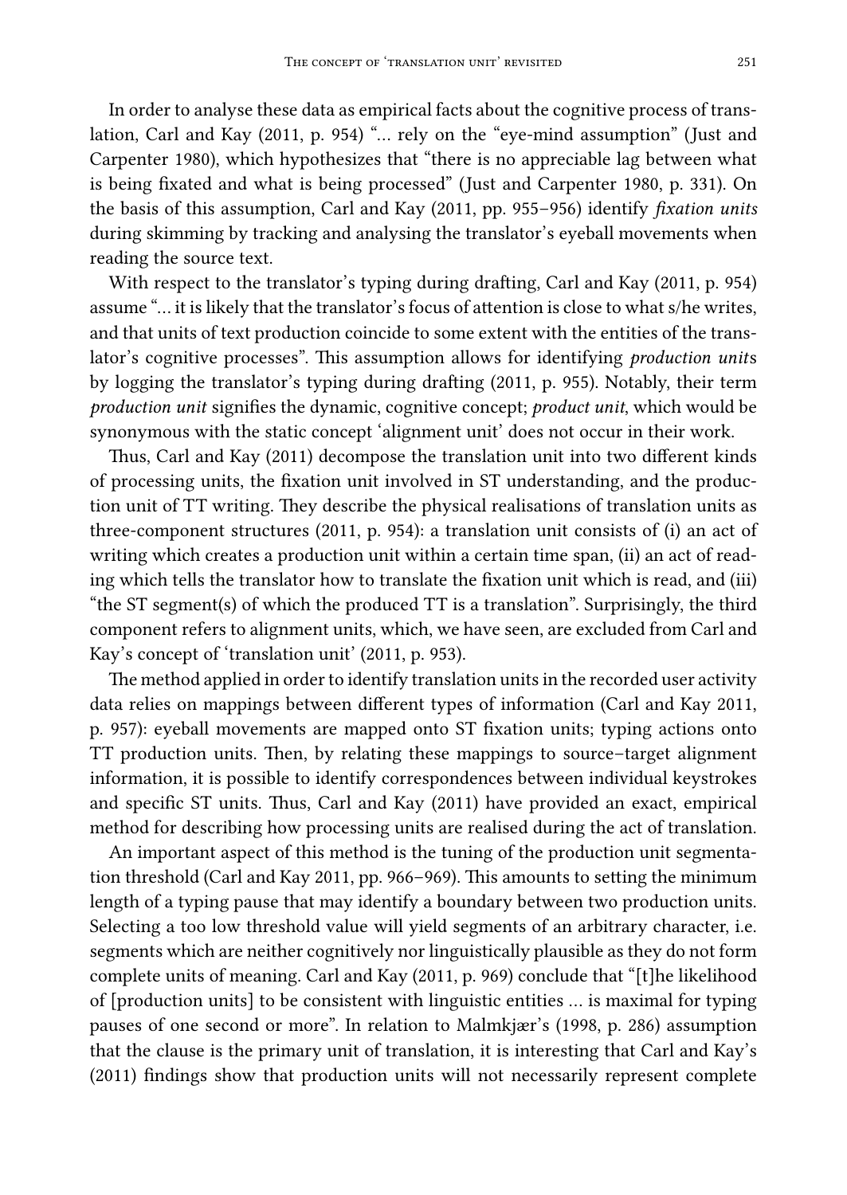In order to analyse these data as empirical facts about the cognitive process of translation, Carl and Kay (2011, p. 954) "... rely on the "eye-mind assumption" (Just and Carpenter 1980), which hypothesizes that "there is no appreciable lag between what is being fixated and what is being processed" (Just and Carpenter 1980, p. 331). On the basis of this assumption, Carl and Kay (2011, pp. 955–956) identify *fixation units* during skimming by tracking and analysing the translator's eyeball movements when reading the source text.

With respect to the translator's typing during drafting, Carl and Kay (2011, p. 954) assume "... it is likely that the translator's focus of attention is close to what s/he writes, and that units of text production coincide to some extent with the entities of the translator's cognitive processes". This assumption allows for identifying *production unit*s by logging the translator's typing during drafting (2011, p. 955). Notably, their term *production unit* signifies the dynamic, cognitive concept; *product unit*, which would be synonymous with the static concept 'alignment unit' does not occur in their work.

Thus, Carl and Kay (2011) decompose the translation unit into two different kinds of processing units, the fixation unit involved in ST understanding, and the production unit of TT writing. They describe the physical realisations of translation units as three-component structures (2011, p. 954): a translation unit consists of (i) an act of writing which creates a production unit within a certain time span, (ii) an act of reading which tells the translator how to translate the fixation unit which is read, and (iii) "the ST segment(s) of which the produced TT is a translation". Surprisingly, the third component refers to alignment units, which, we have seen, are excluded from Carl and Kay's concept of 'translation unit' (2011, p. 953).

The method applied in order to identify translation units in the recorded user activity data relies on mappings between different types of information (Carl and Kay 2011, p. 957): eyeball movements are mapped onto ST fixation units; typing actions onto TT production units. Then, by relating these mappings to source–target alignment information, it is possible to identify correspondences between individual keystrokes and specific ST units. Thus, Carl and Kay (2011) have provided an exact, empirical method for describing how processing units are realised during the act of translation.

An important aspect of this method is the tuning of the production unit segmentation threshold (Carl and Kay 2011, pp. 966–969). This amounts to setting the minimum length of a typing pause that may identify a boundary between two production units. Selecting a too low threshold value will yield segments of an arbitrary character, i.e. segments which are neither cognitively nor linguistically plausible as they do not form complete units of meaning. Carl and Kay (2011, p. 969) conclude that "[t]he likelihood of [production units] to be consistent with linguistic entities ... is maximal for typing pauses of one second or more". In relation to Malmkjær's (1998, p. 286) assumption that the clause is the primary unit of translation, it is interesting that Carl and Kay's (2011) findings show that production units will not necessarily represent complete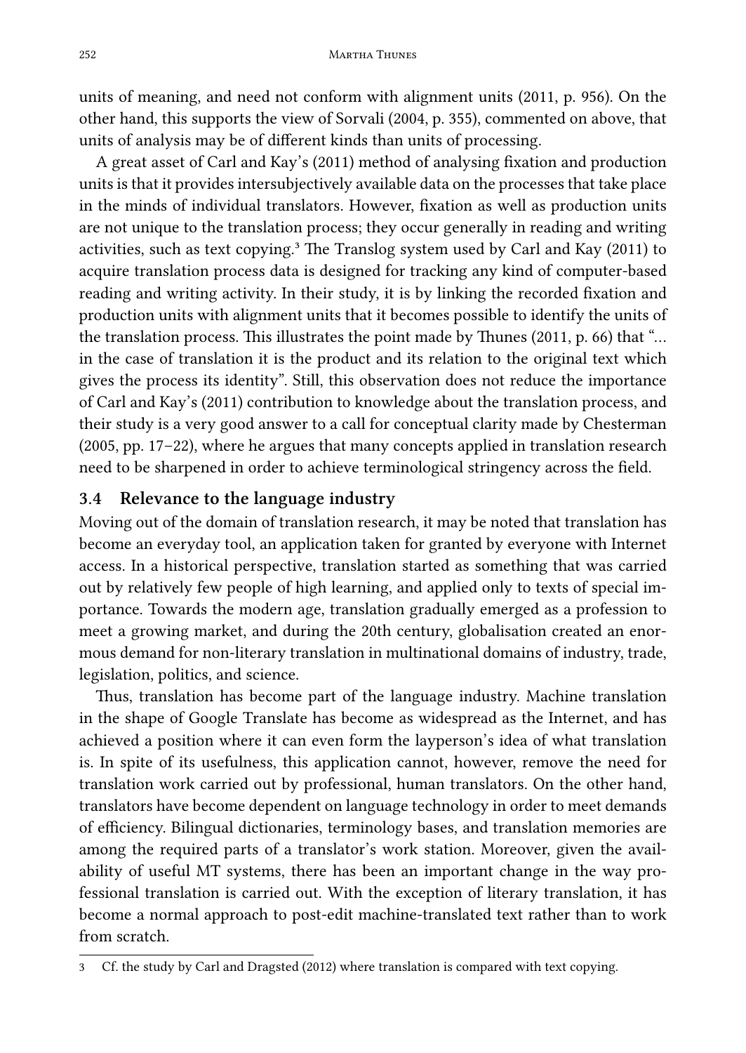units of meaning, and need not conform with alignment units (2011, p. 956). On the other hand, this supports the view of Sorvali (2004, p. 355), commented on above, that units of analysis may be of different kinds than units of processing.

A great asset of Carl and Kay's (2011) method of analysing fixation and production units is that it provides intersubjectively available data on the processes that take place in the minds of individual translators. However, fixation as well as production units are not unique to the translation process; they occur generally in reading and writing activities, such as text copying.[3] The Translog system used by Carl and Kay (2011) to acquire translation process data is designed for tracking any kind of computer-based reading and writing activity. In their study, it is by linking the recorded fixation and production units with alignment units that it becomes possible to identify the units of the translation process. This illustrates the point made by Thunes (2011, p. 66) that "… in the case of translation it is the product and its relation to the original text which gives the process its identity". Still, this observation does not reduce the importance of Carl and Kay's (2011) contribution to knowledge about the translation process, and their study is a very good answer to a call for conceptual clarity made by Chesterman (2005, pp. 17–22), where he argues that many concepts applied in translation research need to be sharpened in order to achieve terminological stringency across the field.

### 3.4 Relevance to the language industry

Moving out of the domain of translation research, it may be noted that translation has become an everyday tool, an application taken for granted by everyone with Internet access. In a historical perspective, translation started as something that was carried out by relatively few people of high learning, and applied only to texts of special importance. Towards the modern age, translation gradually emerged as a profession to meet a growing market, and during the 20th century, globalisation created an enormous demand for non-literary translation in multinational domains of industry, trade, legislation, politics, and science.

Thus, translation has become part of the language industry. Machine translation in the shape of Google Translate has become as widespread as the Internet, and has achieved a position where it can even form the layperson's idea of what translation is. In spite of its usefulness, this application cannot, however, remove the need for translation work carried out by professional, human translators. On the other hand, translators have become dependent on language technology in order to meet demands of efficiency. Bilingual dictionaries, terminology bases, and translation memories are among the required parts of a translator's work station. Moreover, given the availability of useful MT systems, there has been an important change in the way professional translation is carried out. With the exception of literary translation, it has become a normal approach to post-edit machine-translated text rather than to work from scratch.

[3] Cf. the study by Carl and Dragsted (2012) where translation is compared with text copying.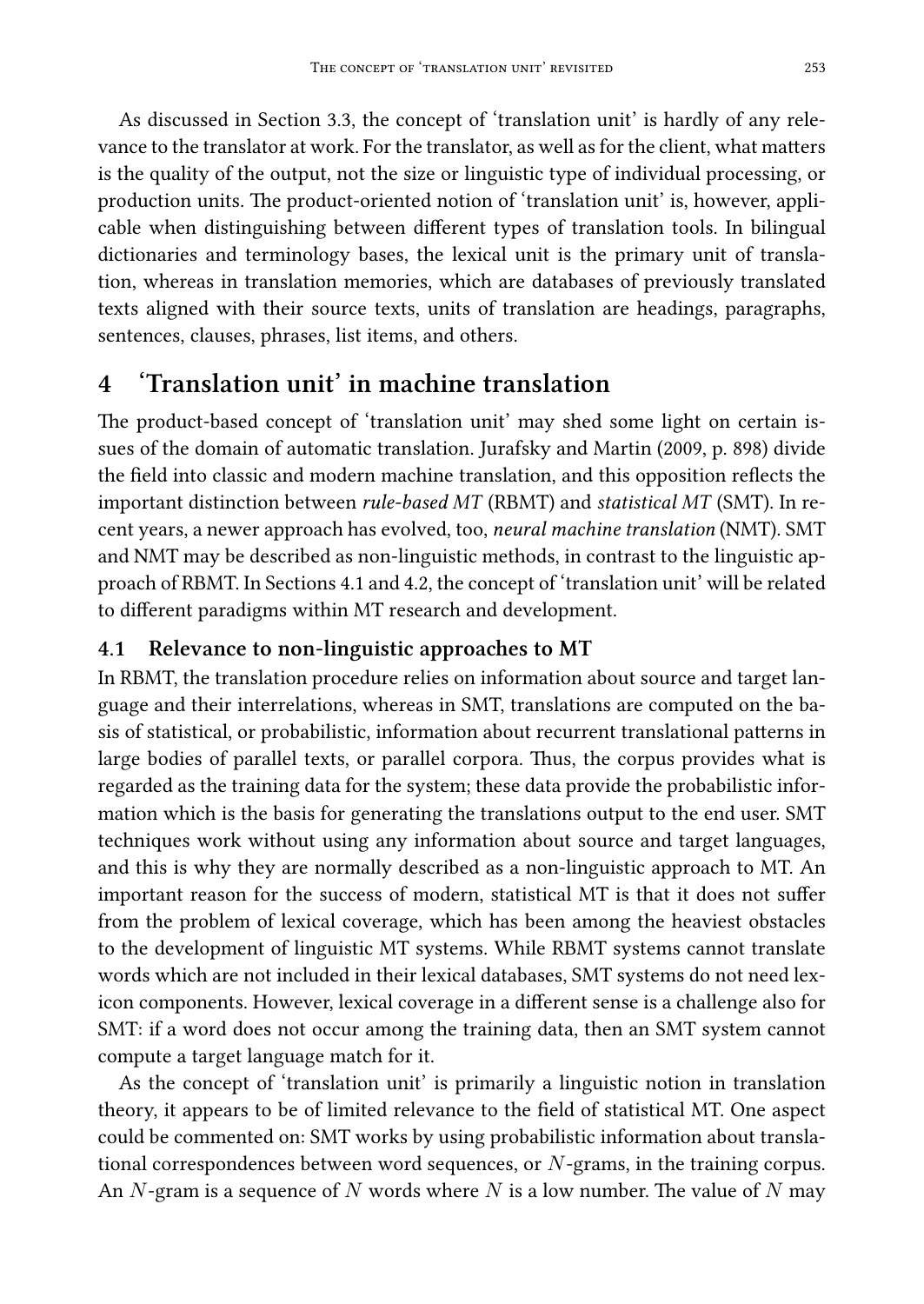As discussed in Section 3.3, the concept of 'translation unit' is hardly of any relevance to the translator at work. For the translator, as well as for the client, what matters is the quality of the output, not the size or linguistic type of individual processing, or production units. The product-oriented notion of 'translation unit' is, however, applicable when distinguishing between different types of translation tools. In bilingual dictionaries and terminology bases, the lexical unit is the primary unit of translation, whereas in translation memories, which are databases of previously translated texts aligned with their source texts, units of translation are headings, paragraphs, sentences, clauses, phrases, list items, and others.

## 4 'Translation unit' in machine translation

The product-based concept of 'translation unit' may shed some light on certain issues of the domain of automatic translation. Jurafsky and Martin (2009, p. 898) divide the field into classic and modern machine translation, and this opposition reflects the important distinction between *rule-based MT* (RBMT) and *statistical MT* (SMT). In recent years, a newer approach has evolved, too, *neural machine translation* (NMT). SMT and NMT may be described as non-linguistic methods, in contrast to the linguistic approach of RBMT. In Sections 4.1 and 4.2, the concept of 'translation unit' will be related to different paradigms within MT research and development.

### 4.1 Relevance to non-linguistic approaches to MT

In RBMT, the translation procedure relies on information about source and target language and their interrelations, whereas in SMT, translations are computed on the basis of statistical, or probabilistic, information about recurrent translational patterns in large bodies of parallel texts, or parallel corpora. Thus, the corpus provides what is regarded as the training data for the system; these data provide the probabilistic information which is the basis for generating the translations output to the end user. SMT techniques work without using any information about source and target languages, and this is why they are normally described as a non-linguistic approach to MT. An important reason for the success of modern, statistical MT is that it does not suffer from the problem of lexical coverage, which has been among the heaviest obstacles to the development of linguistic MT systems. While RBMT systems cannot translate words which are not included in their lexical databases, SMT systems do not need lexicon components. However, lexical coverage in a different sense is a challenge also for SMT: if a word does not occur among the training data, then an SMT system cannot compute a target language match for it.

As the concept of 'translation unit' is primarily a linguistic notion in translation theory, it appears to be of limited relevance to the field of statistical MT. One aspect could be commented on: SMT works by using probabilistic information about translational correspondences between word sequences, or $N$-grams, in the training corpus. An $N$-gram is a sequence of $N$ words where $N$ is a low number. The value of $N$ may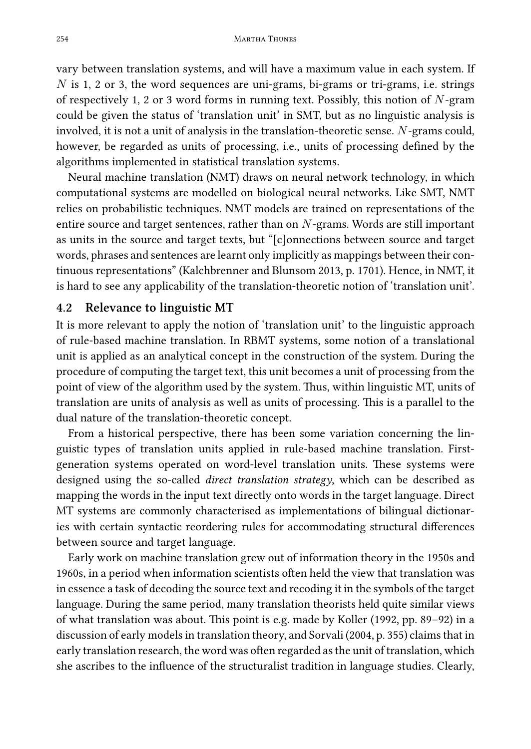vary between translation systems, and will have a maximum value in each system. If $N$ is 1, 2 or 3, the word sequences are uni-grams, bi-grams or tri-grams, i.e. strings of respectively 1, 2 or 3 word forms in running text. Possibly, this notion of $N$-gram could be given the status of 'translation unit' in SMT, but as no linguistic analysis is involved, it is not a unit of analysis in the translation-theoretic sense. $N$-grams could, however, be regarded as units of processing, i.e., units of processing defined by the algorithms implemented in statistical translation systems.

Neural machine translation (NMT) draws on neural network technology, in which computational systems are modelled on biological neural networks. Like SMT, NMT relies on probabilistic techniques. NMT models are trained on representations of the entire source and target sentences, rather than on $N$-grams. Words are still important as units in the source and target texts, but "[c]onnections between source and target words, phrases and sentences are learnt only implicitly as mappings between their continuous representations" (Kalchbrenner and Blunsom 2013, p. 1701). Hence, in NMT, it is hard to see any applicability of the translation-theoretic notion of 'translation unit'.

### 4.2 Relevance to linguistic MT

It is more relevant to apply the notion of 'translation unit' to the linguistic approach of rule-based machine translation. In RBMT systems, some notion of a translational unit is applied as an analytical concept in the construction of the system. During the procedure of computing the target text, this unit becomes a unit of processing from the point of view of the algorithm used by the system. Thus, within linguistic MT, units of translation are units of analysis as well as units of processing. This is a parallel to the dual nature of the translation-theoretic concept.

From a historical perspective, there has been some variation concerning the linguistic types of translation units applied in rule-based machine translation. First-generation systems operated on word-level translation units. These systems were designed using the so-called *direct translation strategy*, which can be described as mapping the words in the input text directly onto words in the target language. Direct MT systems are commonly characterised as implementations of bilingual dictionaries with certain syntactic reordering rules for accommodating structural differences between source and target language.

Early work on machine translation grew out of information theory in the 1950s and 1960s, in a period when information scientists often held the view that translation was in essence a task of decoding the source text and recoding it in the symbols of the target language. During the same period, many translation theorists held quite similar views of what translation was about. This point is e.g. made by Koller (1992, pp. 89–92) in a discussion of early models in translation theory, and Sorvali (2004, p. 355) claims that in early translation research, the word was often regarded as the unit of translation, which she ascribes to the influence of the structuralist tradition in language studies. Clearly,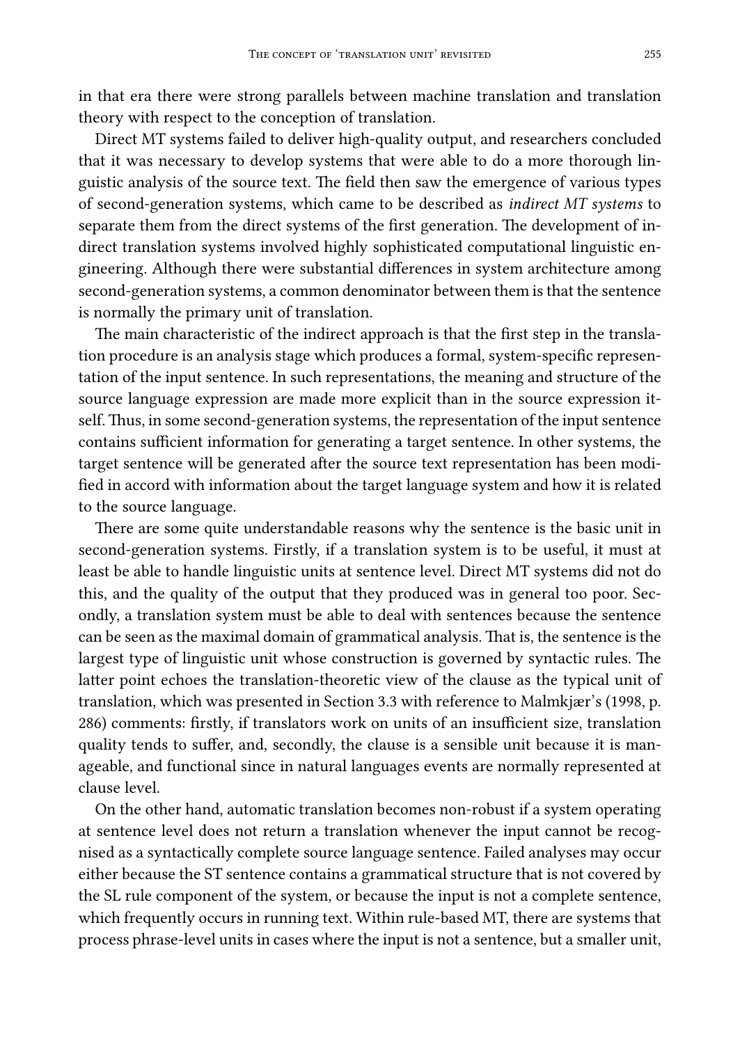in that era there were strong parallels between machine translation and translation theory with respect to the conception of translation.

Direct MT systems failed to deliver high-quality output, and researchers concluded that it was necessary to develop systems that were able to do a more thorough linguistic analysis of the source text. The field then saw the emergence of various types of second-generation systems, which came to be described as *indirect MT systems* to separate them from the direct systems of the first generation. The development of indirect translation systems involved highly sophisticated computational linguistic engineering. Although there were substantial differences in system architecture among second-generation systems, a common denominator between them is that the sentence is normally the primary unit of translation.

The main characteristic of the indirect approach is that the first step in the translation procedure is an analysis stage which produces a formal, system-specific representation of the input sentence. In such representations, the meaning and structure of the source language expression are made more explicit than in the source expression itself. Thus, in some second-generation systems, the representation of the input sentence contains sufficient information for generating a target sentence. In other systems, the target sentence will be generated after the source text representation has been modified in accord with information about the target language system and how it is related to the source language.

There are some quite understandable reasons why the sentence is the basic unit in second-generation systems. Firstly, if a translation system is to be useful, it must at least be able to handle linguistic units at sentence level. Direct MT systems did not do this, and the quality of the output that they produced was in general too poor. Secondly, a translation system must be able to deal with sentences because the sentence can be seen as the maximal domain of grammatical analysis. That is, the sentence is the largest type of linguistic unit whose construction is governed by syntactic rules. The latter point echoes the translation-theoretic view of the clause as the typical unit of translation, which was presented in Section 3.3 with reference to Malmkjær's (1998, p. 286) comments: firstly, if translators work on units of an insufficient size, translation quality tends to suffer, and, secondly, the clause is a sensible unit because it is manageable, and functional since in natural languages events are normally represented at clause level.

On the other hand, automatic translation becomes non-robust if a system operating at sentence level does not return a translation whenever the input cannot be recognised as a syntactically complete source language sentence. Failed analyses may occur either because the ST sentence contains a grammatical structure that is not covered by the SL rule component of the system, or because the input is not a complete sentence, which frequently occurs in running text. Within rule-based MT, there are systems that process phrase-level units in cases where the input is not a sentence, but a smaller unit,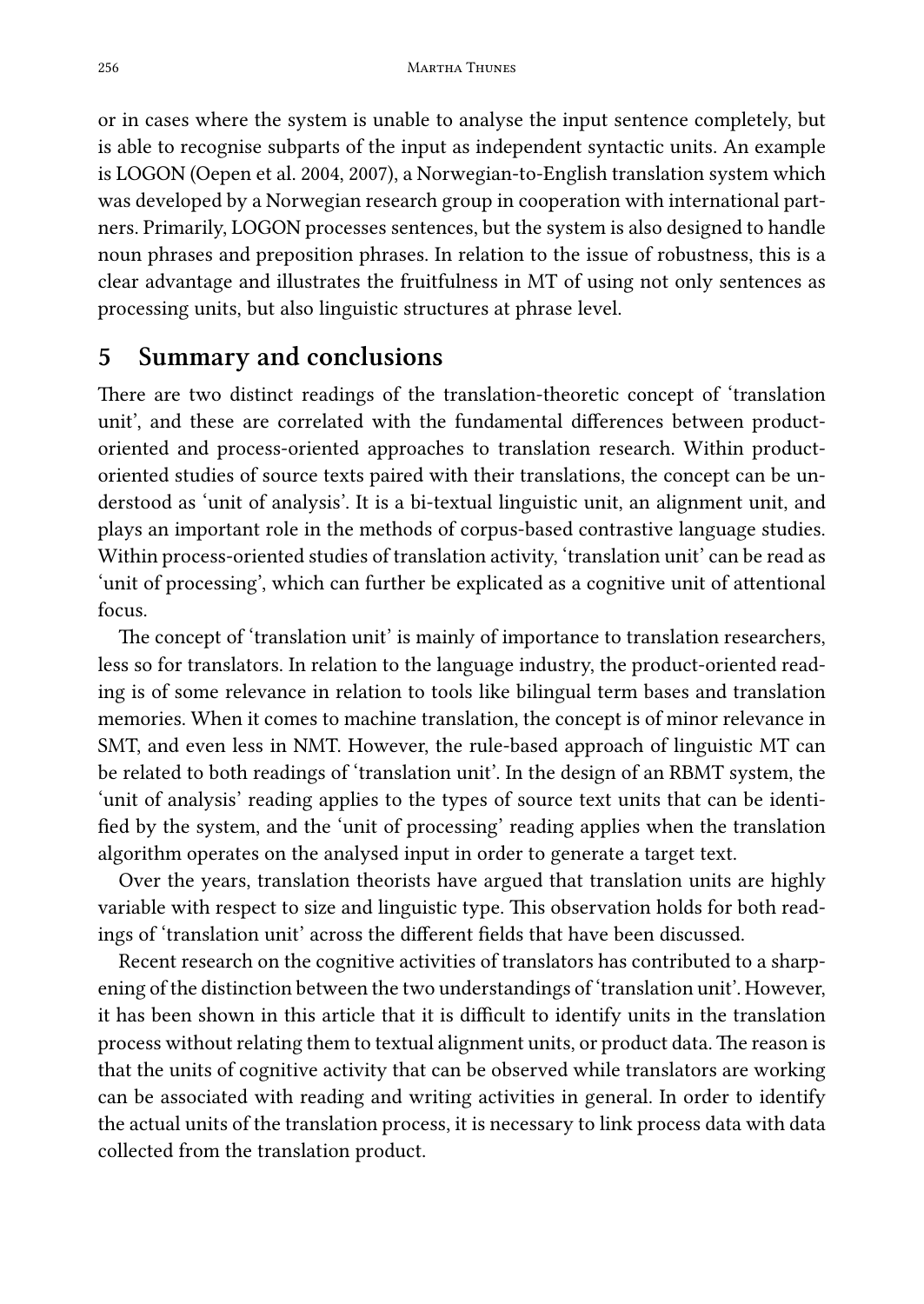or in cases where the system is unable to analyse the input sentence completely, but is able to recognise subparts of the input as independent syntactic units. An example is LOGON (Oepen et al. 2004, 2007), a Norwegian-to-English translation system which was developed by a Norwegian research group in cooperation with international partners. Primarily, LOGON processes sentences, but the system is also designed to handle noun phrases and preposition phrases. In relation to the issue of robustness, this is a clear advantage and illustrates the fruitfulness in MT of using not only sentences as processing units, but also linguistic structures at phrase level.

## 5 Summary and conclusions

There are two distinct readings of the translation-theoretic concept of 'translation unit', and these are correlated with the fundamental differences between product-oriented and process-oriented approaches to translation research. Within product-oriented studies of source texts paired with their translations, the concept can be understood as 'unit of analysis'. It is a bi-textual linguistic unit, an alignment unit, and plays an important role in the methods of corpus-based contrastive language studies. Within process-oriented studies of translation activity, 'translation unit' can be read as 'unit of processing', which can further be explicated as a cognitive unit of attentional focus.

The concept of 'translation unit' is mainly of importance to translation researchers, less so for translators. In relation to the language industry, the product-oriented reading is of some relevance in relation to tools like bilingual term bases and translation memories. When it comes to machine translation, the concept is of minor relevance in SMT, and even less in NMT. However, the rule-based approach of linguistic MT can be related to both readings of 'translation unit'. In the design of an RBMT system, the 'unit of analysis' reading applies to the types of source text units that can be identified by the system, and the 'unit of processing' reading applies when the translation algorithm operates on the analysed input in order to generate a target text.

Over the years, translation theorists have argued that translation units are highly variable with respect to size and linguistic type. This observation holds for both readings of 'translation unit' across the different fields that have been discussed.

Recent research on the cognitive activities of translators has contributed to a sharpening of the distinction between the two understandings of 'translation unit'. However, it has been shown in this article that it is difficult to identify units in the translation process without relating them to textual alignment units, or product data. The reason is that the units of cognitive activity that can be observed while translators are working can be associated with reading and writing activities in general. In order to identify the actual units of the translation process, it is necessary to link process data with data collected from the translation product.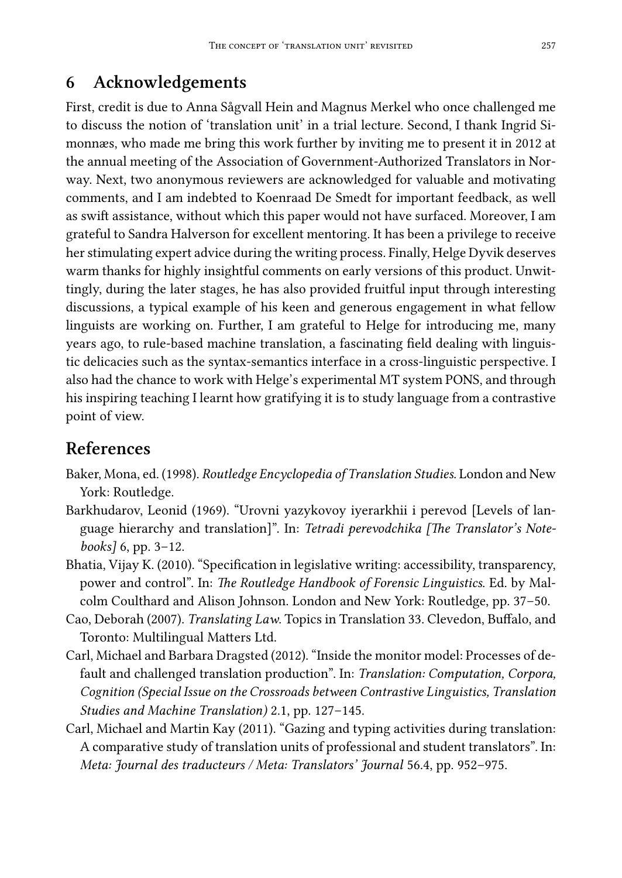## 6 Acknowledgements

First, credit is due to Anna Sågvall Hein and Magnus Merkel who once challenged me to discuss the notion of 'translation unit' in a trial lecture. Second, I thank Ingrid Simonnæs, who made me bring this work further by inviting me to present it in 2012 at the annual meeting of the Association of Government-Authorized Translators in Norway. Next, two anonymous reviewers are acknowledged for valuable and motivating comments, and I am indebted to Koenraad De Smedt for important feedback, as well as swift assistance, without which this paper would not have surfaced. Moreover, I am grateful to Sandra Halverson for excellent mentoring. It has been a privilege to receive her stimulating expert advice during the writing process. Finally, Helge Dyvik deserves warm thanks for highly insightful comments on early versions of this product. Unwittingly, during the later stages, he has also provided fruitful input through interesting discussions, a typical example of his keen and generous engagement in what fellow linguists are working on. Further, I am grateful to Helge for introducing me, many years ago, to rule-based machine translation, a fascinating field dealing with linguistic delicacies such as the syntax-semantics interface in a cross-linguistic perspective. I also had the chance to work with Helge's experimental MT system PONS, and through his inspiring teaching I learnt how gratifying it is to study language from a contrastive point of view.

## References

Baker, Mona, ed. (1998). *Routledge Encyclopedia of Translation Studies*. London and New York: Routledge.

Barkhudarov, Leonid (1969). "Urovni yazykovoy iyerarkhii i perevod [Levels of language hierarchy and translation]". In: *Tetradi perevodchika [The Translator's Notebooks]* 6, pp. 3–12.

Bhatia, Vijay K. (2010). "Specification in legislative writing: accessibility, transparency, power and control". In: *The Routledge Handbook of Forensic Linguistics*. Ed. by Malcolm Coulthard and Alison Johnson. London and New York: Routledge, pp. 37–50.

Cao, Deborah (2007). *Translating Law*. Topics in Translation 33. Clevedon, Buffalo, and Toronto: Multilingual Matters Ltd.

Carl, Michael and Barbara Dragsted (2012). "Inside the monitor model: Processes of default and challenged translation production". In: *Translation: Computation, Corpora, Cognition (Special Issue on the Crossroads between Contrastive Linguistics, Translation Studies and Machine Translation)* 2.1, pp. 127–145.

Carl, Michael and Martin Kay (2011). "Gazing and typing activities during translation: A comparative study of translation units of professional and student translators". In: *Meta: Journal des traducteurs / Meta: Translators' Journal* 56.4, pp. 952–975.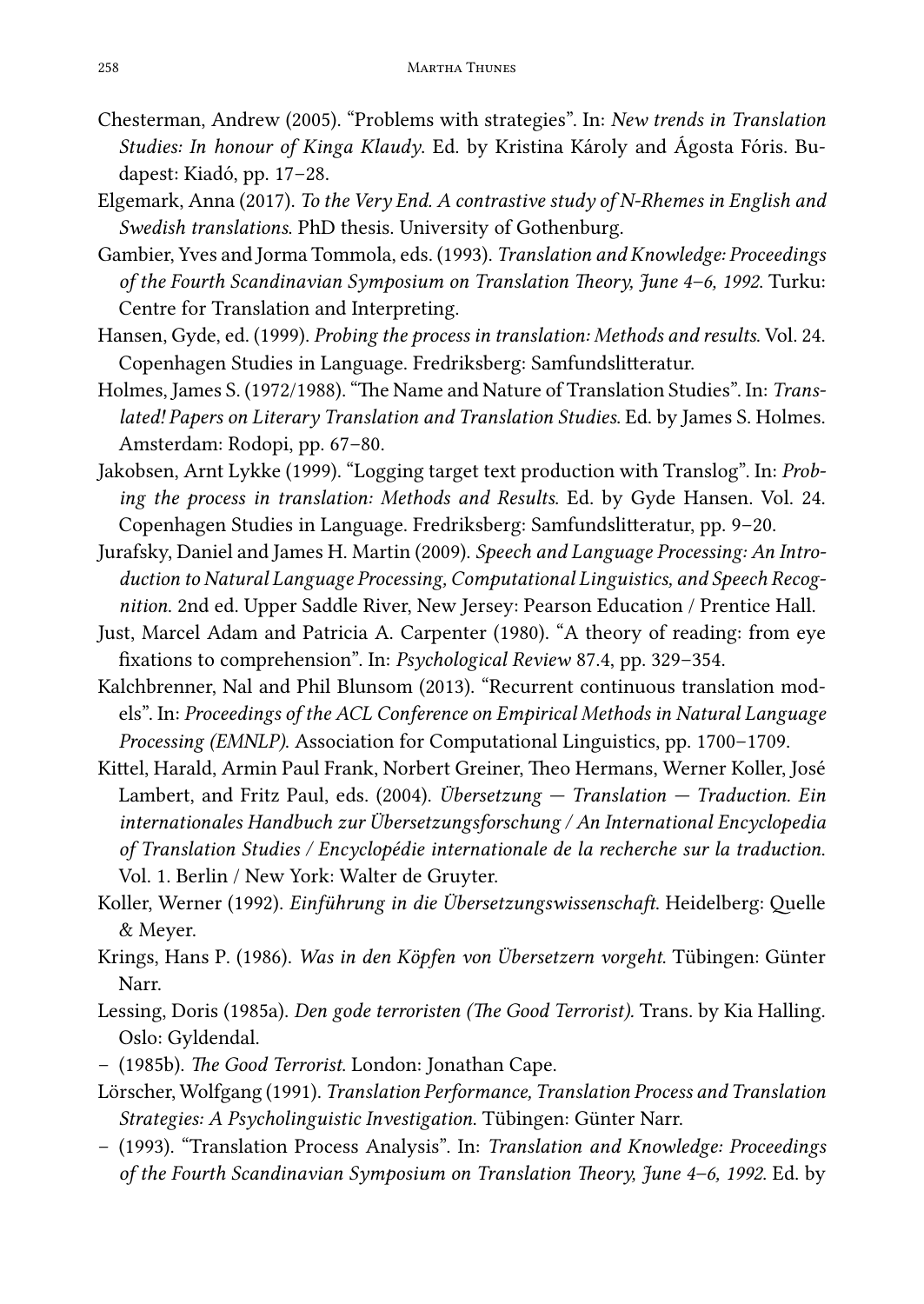Chesterman, Andrew (2005). "Problems with strategies". In: *New trends in Translation Studies: In honour of Kinga Klaudy*. Ed. by Kristina Károly and Ágosta Fóris. Budapest: Kiadó, pp. 17–28.

Elgemark, Anna (2017). *To the Very End. A contrastive study of N-Rhemes in English and Swedish translations*. PhD thesis. University of Gothenburg.

Gambier, Yves and Jorma Tommola, eds. (1993). *Translation and Knowledge: Proceedings of the Fourth Scandinavian Symposium on Translation Theory, June 4–6, 1992*. Turku: Centre for Translation and Interpreting.

Hansen, Gyde, ed. (1999). *Probing the process in translation: Methods and results*. Vol. 24. Copenhagen Studies in Language. Fredriksberg: Samfundslitteratur.

Holmes, James S. (1972/1988). "The Name and Nature of Translation Studies". In: *Translated! Papers on Literary Translation and Translation Studies*. Ed. by James S. Holmes. Amsterdam: Rodopi, pp. 67–80.

Jakobsen, Arnt Lykke (1999). "Logging target text production with Translog". In: *Probing the process in translation: Methods and Results*. Ed. by Gyde Hansen. Vol. 24. Copenhagen Studies in Language. Fredriksberg: Samfundslitteratur, pp. 9–20.

Jurafsky, Daniel and James H. Martin (2009). *Speech and Language Processing: An Introduction to Natural Language Processing, Computational Linguistics, and Speech Recognition*. 2nd ed. Upper Saddle River, New Jersey: Pearson Education / Prentice Hall.

Just, Marcel Adam and Patricia A. Carpenter (1980). "A theory of reading: from eye fixations to comprehension". In: *Psychological Review* 87.4, pp. 329–354.

Kalchbrenner, Nal and Phil Blunsom (2013). "Recurrent continuous translation models". In: *Proceedings of the ACL Conference on Empirical Methods in Natural Language Processing (EMNLP)*. Association for Computational Linguistics, pp. 1700–1709.

Kittel, Harald, Armin Paul Frank, Norbert Greiner, Theo Hermans, Werner Koller, José Lambert, and Fritz Paul, eds. (2004). *Übersetzung — Translation — Traduction. Ein internationales Handbuch zur Übersetzungsforschung / An International Encyclopedia of Translation Studies / Encyclopédie internationale de la recherche sur la traduction*. Vol. 1. Berlin / New York: Walter de Gruyter.

Koller, Werner (1992). *Einführung in die Übersetzungswissenschaft*. Heidelberg: Quelle & Meyer.

Krings, Hans P. (1986). *Was in den Köpfen von Übersetzern vorgeht*. Tübingen: Günter Narr.

Lessing, Doris (1985a). *Den gode terroristen (The Good Terrorist)*. Trans. by Kia Halling. Oslo: Gyldendal.

– (1985b). *The Good Terrorist*. London: Jonathan Cape.

Lörscher, Wolfgang (1991). *Translation Performance, Translation Process and Translation Strategies: A Psycholinguistic Investigation*. Tübingen: Günter Narr.

– (1993). "Translation Process Analysis". In: *Translation and Knowledge: Proceedings of the Fourth Scandinavian Symposium on Translation Theory, June 4–6, 1992*. Ed. by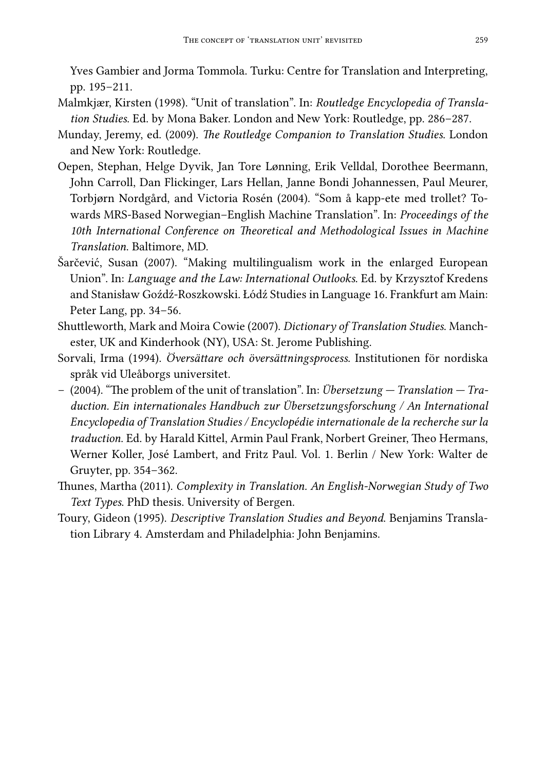Yves Gambier and Jorma Tommola. Turku: Centre for Translation and Interpreting, pp. 195–211.

Malmkjær, Kirsten (1998). "Unit of translation". In: *Routledge Encyclopedia of Translation Studies*. Ed. by Mona Baker. London and New York: Routledge, pp. 286–287.

Munday, Jeremy, ed. (2009). *The Routledge Companion to Translation Studies*. London and New York: Routledge.

Oepen, Stephan, Helge Dyvik, Jan Tore Lønning, Erik Velldal, Dorothee Beermann, John Carroll, Dan Flickinger, Lars Hellan, Janne Bondi Johannessen, Paul Meurer, Torbjørn Nordgård, and Victoria Rosén (2004). "Som å kapp-ete med trollet? Towards MRS-Based Norwegian–English Machine Translation". In: *Proceedings of the 10th International Conference on Theoretical and Methodological Issues in Machine Translation*. Baltimore, MD.

Šarčević, Susan (2007). "Making multilingualism work in the enlarged European Union". In: *Language and the Law: International Outlooks*. Ed. by Krzysztof Kredens and Stanisław Goźdź-Roszkowski. Łódź Studies in Language 16. Frankfurt am Main: Peter Lang, pp. 34–56.

Shuttleworth, Mark and Moira Cowie (2007). *Dictionary of Translation Studies*. Manchester, UK and Kinderhook (NY), USA: St. Jerome Publishing.

Sorvali, Irma (1994). *Översättare och översättningsprocess*. Institutionen för nordiska språk vid Uleåborgs universitet.

– (2004). "The problem of the unit of translation". In: *Übersetzung — Translation — Traduction. Ein internationales Handbuch zur Übersetzungsforschung / An International Encyclopedia of Translation Studies / Encyclopédie internationale de la recherche sur la traduction*. Ed. by Harald Kittel, Armin Paul Frank, Norbert Greiner, Theo Hermans, Werner Koller, José Lambert, and Fritz Paul. Vol. 1. Berlin / New York: Walter de Gruyter, pp. 354–362.

Thunes, Martha (2011). *Complexity in Translation. An English-Norwegian Study of Two Text Types*. PhD thesis. University of Bergen.

Toury, Gideon (1995). *Descriptive Translation Studies and Beyond*. Benjamins Translation Library 4. Amsterdam and Philadelphia: John Benjamins.